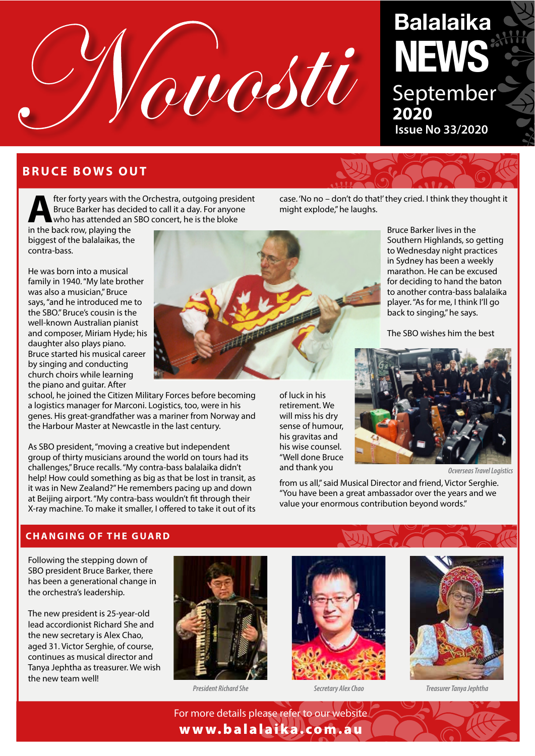# Novosti

**Balalaika NEWS**
September 2020
Issue No 33/2020

## BRUCE BOWS OUT

After forty years with the Orchestra, outgoing president Bruce Barker has decided to call it a day. For anyone who has attended an SBO concert, he is the bloke in the back row, playing the biggest of the balalaikas, the contra-bass.

He was born into a musical family in 1940. "My late brother was also a musician," Bruce says, "and he introduced me to the SBO." Bruce's cousin is the well-known Australian pianist and composer, Miriam Hyde; his daughter also plays piano. Bruce started his musical career by singing and conducting church choirs while learning the piano and guitar. After school, he joined the Citizen Military Forces before becoming a logistics manager for Marconi. Logistics, too, were in his genes. His great-grandfather was a mariner from Norway and the Harbour Master at Newcastle in the last century.

As SBO president, "moving a creative but independent group of thirty musicians around the world on tours had its challenges," Bruce recalls. "My contra-bass balalaika didn't help! How could something as big as that be lost in transit, as it was in New Zealand?" He remembers pacing up and down at Beijing airport. "My contra-bass wouldn't fit through their X-ray machine. To make it smaller, I offered to take it out of its case. 'No no – don't do that!' they cried. I think they thought it might explode," he laughs.

Bruce Barker lives in the Southern Highlands, so getting to Wednesday night practices in Sydney has been a weekly marathon. He can be excused for deciding to hand the baton to another contra-bass balalaika player. "As for me, I think I'll go back to singing," he says.

The SBO wishes him the best of luck in his retirement. We will miss his dry sense of humour, his gravitas and his wise counsel. "Well done Bruce and thank you from us all," said Musical Director and friend, Victor Serghie. "You have been a great ambassador over the years and we value your enormous contribution beyond words."

*Ocverseas Travel Logistics*

## CHANGING OF THE GUARD

Following the stepping down of SBO president Bruce Barker, there has been a generational change in the orchestra's leadership.

The new president is 25-year-old lead accordionist Richard She and the new secretary is Alex Chao, aged 31. Victor Serghie, of course, continues as musical director and Tanya Jephtha as treasurer. We wish the new team well!

*President Richard She*

*Secretary Alex Chao*

*Treasurer Tanya Jephtha*

For more details please refer to our website
**www.balalaika.com.au**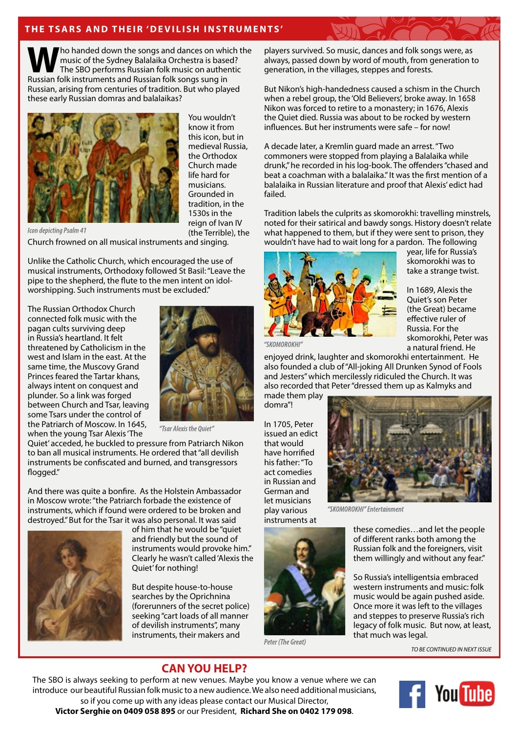## THE TSARS AND THEIR 'DEVILISH INSTRUMENTS'

Who handed down the songs and dances on which the music of the Sydney Balalaika Orchestra is based? The SBO performs Russian folk music on authentic Russian folk instruments and Russian folk songs sung in Russian, arising from centuries of tradition. But who played these early Russian domras and balalaikas?

*Icon depicting Psalm 41*

You wouldn't know it from this icon, but in medieval Russia, the Orthodox Church made life hard for musicians. Grounded in tradition, in the 1530s in the reign of Ivan IV (the Terrible), the Church frowned on all musical instruments and singing.

Unlike the Catholic Church, which encouraged the use of musical instruments, Orthodoxy followed St Basil: "Leave the pipe to the shepherd, the flute to the men intent on idol-worshipping. Such instruments must be excluded."

The Russian Orthodox Church connected folk music with the pagan cults surviving deep in Russia's heartland. It felt threatened by Catholicism in the west and Islam in the east. At the same time, the Muscovy Grand Princes feared the Tartar khans, always intent on conquest and plunder. So a link was forged between Church and Tsar, leaving some Tsars under the control of the Patriarch of Moscow. In 1645, when the young Tsar Alexis 'The Quiet' acceded, he buckled to pressure from Patriarch Nikon to ban all musical instruments. He ordered that "all devilish instruments be confiscated and burned, and transgressors flogged."

*"Tsar Alexis the Quiet"*

And there was quite a bonfire. As the Holstein Ambassador in Moscow wrote: "the Patriarch forbade the existence of instruments, which if found were ordered to be broken and destroyed." But for the Tsar it was also personal. It was said of him that he would be "quiet and friendly but the sound of instruments would provoke him." Clearly he wasn't called 'Alexis the Quiet' for nothing!

But despite house-to-house searches by the Oprichnina (forerunners of the secret police) seeking "cart loads of all manner of devilish instruments", many instruments, their makers and players survived. So music, dances and folk songs were, as always, passed down by word of mouth, from generation to generation, in the villages, steppes and forests.

But Nikon's high-handedness caused a schism in the Church when a rebel group, the 'Old Believers', broke away. In 1658 Nikon was forced to retire to a monastery; in 1676, Alexis the Quiet died. Russia was about to be rocked by western influences. But her instruments were safe – for now!

A decade later, a Kremlin guard made an arrest. "Two commoners were stopped from playing a Balalaika while drunk," he recorded in his log-book. The offenders "chased and beat a coachman with a balalaika." It was the first mention of a balalaika in Russian literature and proof that Alexis' edict had failed.

Tradition labels the culprits as skomorokhi: travelling minstrels, noted for their satirical and bawdy songs. History doesn't relate what happened to them, but if they were sent to prison, they wouldn't have had to wait long for a pardon. The following year, life for Russia's skomorokhi was to take a strange twist.

*"SKOMOROKHI"*

In 1689, Alexis the Quiet's son Peter (the Great) became effective ruler of Russia. For the skomorokhi, Peter was a natural friend. He enjoyed drink, laughter and skomorokhi entertainment. He also founded a club of "All-joking All Drunken Synod of Fools and Jesters" which mercilessly ridiculed the Church. It was also recorded that Peter "dressed them up as Kalmyks and made them play domra"!

*"SKOMOROKHI" Entertainment*

In 1705, Peter issued an edict that would have horrified his father: "To act comedies in Russian and German and let musicians play various instruments at these comedies…and let the people of different ranks both among the Russian folk and the foreigners, visit them willingly and without any fear."

*Peter (The Great)*

So Russia's intelligentsia embraced western instruments and music: folk music would be again pushed aside. Once more it was left to the villages and steppes to preserve Russia's rich legacy of folk music. But now, at least, that much was legal.

TO BE CONTINUED IN NEXT ISSUE

## CAN YOU HELP?

The SBO is always seeking to perform at new venues. Maybe you know a venue where we can introduce our beautiful Russian folk music to a new audience. We also need additional musicians, so if you come up with any ideas please contact our Musical Director, **Victor Serghie on 0409 058 895** or our President, **Richard She on 0402 179 098**.